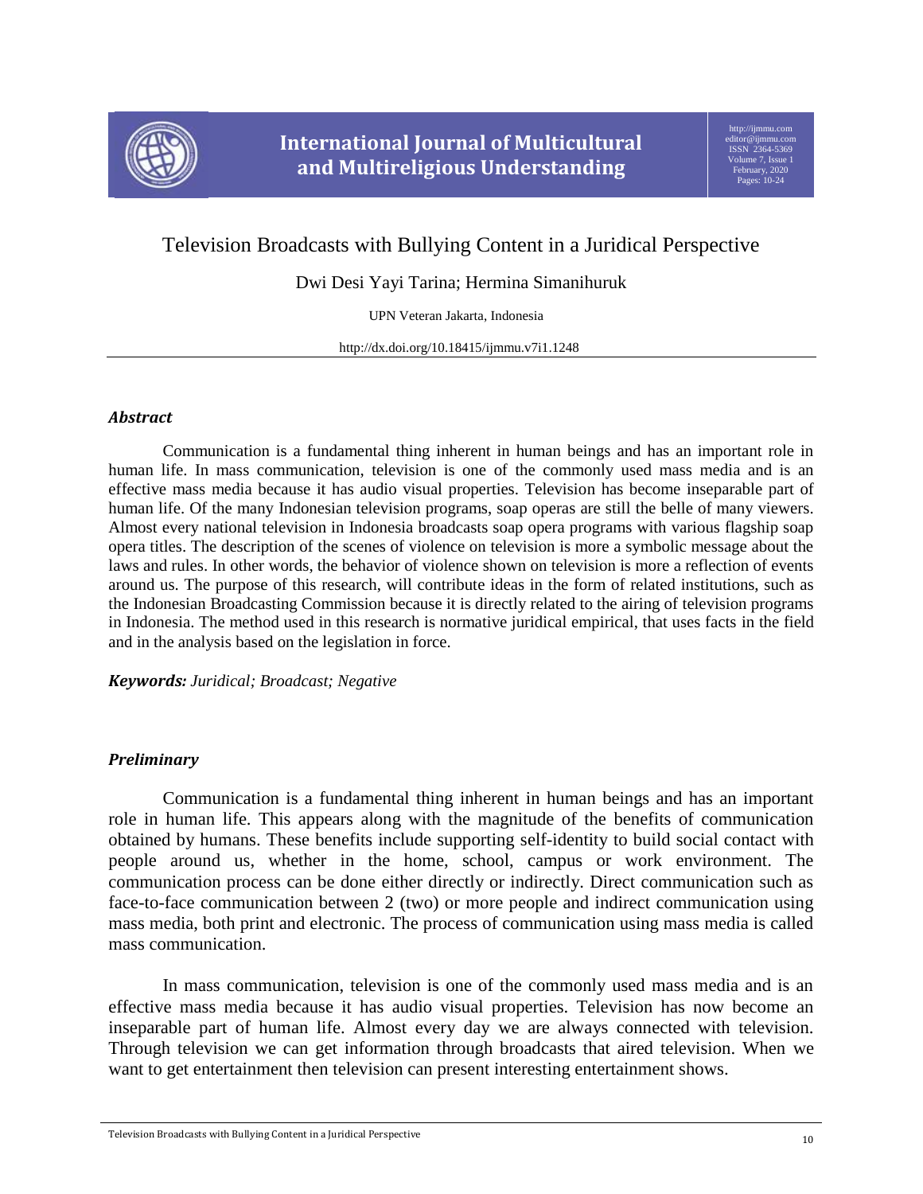# Television Broadcasts with Bullying Content in a Juridical Perspective

Dwi Desi Yayi Tarina; Hermina Simanihuruk

UPN Veteran Jakarta, Indonesia

http://dx.doi.org/10.18415/ijmmu.v7i1.1248

## *Abstract*

Communication is a fundamental thing inherent in human beings and has an important role in human life. In mass communication, television is one of the commonly used mass media and is an effective mass media because it has audio visual properties. Television has become inseparable part of human life. Of the many Indonesian television programs, soap operas are still the belle of many viewers. Almost every national television in Indonesia broadcasts soap opera programs with various flagship soap opera titles. The description of the scenes of violence on television is more a symbolic message about the laws and rules. In other words, the behavior of violence shown on television is more a reflection of events around us. The purpose of this research, will contribute ideas in the form of related institutions, such as the Indonesian Broadcasting Commission because it is directly related to the airing of television programs in Indonesia. The method used in this research is normative juridical empirical, that uses facts in the field and in the analysis based on the legislation in force.

***Keywords:*** *Juridical; Broadcast; Negative*

## *Preliminary*

Communication is a fundamental thing inherent in human beings and has an important role in human life. This appears along with the magnitude of the benefits of communication obtained by humans. These benefits include supporting self-identity to build social contact with people around us, whether in the home, school, campus or work environment. The communication process can be done either directly or indirectly. Direct communication such as face-to-face communication between 2 (two) or more people and indirect communication using mass media, both print and electronic. The process of communication using mass media is called mass communication.

In mass communication, television is one of the commonly used mass media and is an effective mass media because it has audio visual properties. Television has now become an inseparable part of human life. Almost every day we are always connected with television. Through television we can get information through broadcasts that aired television. When we want to get entertainment then television can present interesting entertainment shows.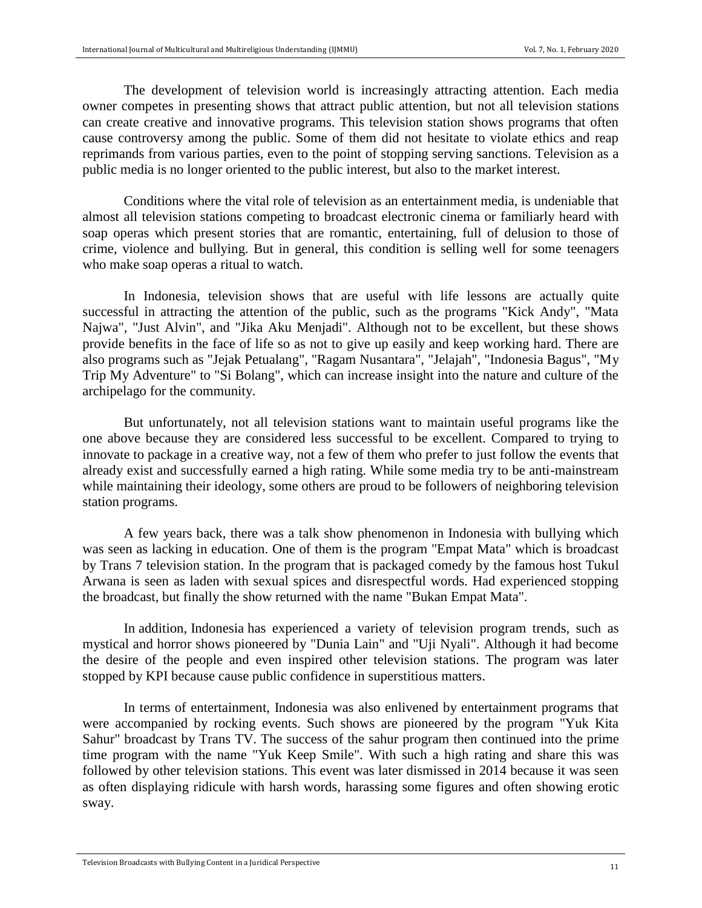The development of television world is increasingly attracting attention. Each media owner competes in presenting shows that attract public attention, but not all television stations can create creative and innovative programs. This television station shows programs that often cause controversy among the public. Some of them did not hesitate to violate ethics and reap reprimands from various parties, even to the point of stopping serving sanctions. Television as a public media is no longer oriented to the public interest, but also to the market interest.

Conditions where the vital role of television as an entertainment media, is undeniable that almost all television stations competing to broadcast electronic cinema or familiarly heard with soap operas which present stories that are romantic, entertaining, full of delusion to those of crime, violence and bullying. But in general, this condition is selling well for some teenagers who make soap operas a ritual to watch.

In Indonesia, television shows that are useful with life lessons are actually quite successful in attracting the attention of the public, such as the programs "Kick Andy", "Mata Najwa", "Just Alvin", and "Jika Aku Menjadi". Although not to be excellent, but these shows provide benefits in the face of life so as not to give up easily and keep working hard. There are also programs such as "Jejak Petualang", "Ragam Nusantara", "Jelajah", "Indonesia Bagus", "My Trip My Adventure" to "Si Bolang", which can increase insight into the nature and culture of the archipelago for the community.

But unfortunately, not all television stations want to maintain useful programs like the one above because they are considered less successful to be excellent. Compared to trying to innovate to package in a creative way, not a few of them who prefer to just follow the events that already exist and successfully earned a high rating. While some media try to be anti-mainstream while maintaining their ideology, some others are proud to be followers of neighboring television station programs.

A few years back, there was a talk show phenomenon in Indonesia with bullying which was seen as lacking in education. One of them is the program "Empat Mata" which is broadcast by Trans 7 television station. In the program that is packaged comedy by the famous host Tukul Arwana is seen as laden with sexual spices and disrespectful words. Had experienced stopping the broadcast, but finally the show returned with the name "Bukan Empat Mata".

In addition, Indonesia has experienced a variety of television program trends, such as mystical and horror shows pioneered by "Dunia Lain" and "Uji Nyali". Although it had become the desire of the people and even inspired other television stations. The program was later stopped by KPI because cause public confidence in superstitious matters.

In terms of entertainment, Indonesia was also enlivened by entertainment programs that were accompanied by rocking events. Such shows are pioneered by the program "Yuk Kita Sahur" broadcast by Trans TV. The success of the sahur program then continued into the prime time program with the name "Yuk Keep Smile". With such a high rating and share this was followed by other television stations. This event was later dismissed in 2014 because it was seen as often displaying ridicule with harsh words, harassing some figures and often showing erotic sway.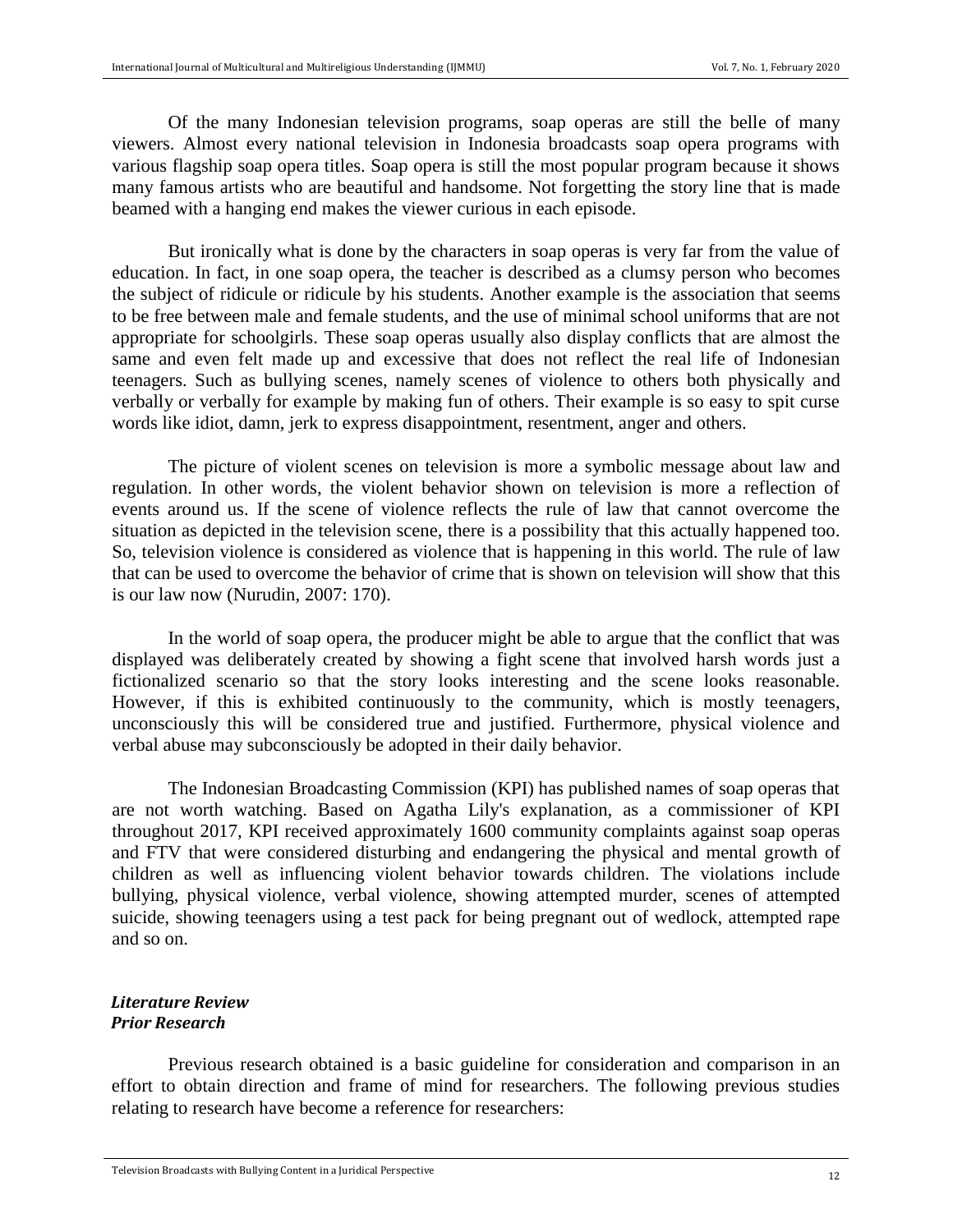Of the many Indonesian television programs, soap operas are still the belle of many viewers. Almost every national television in Indonesia broadcasts soap opera programs with various flagship soap opera titles. Soap opera is still the most popular program because it shows many famous artists who are beautiful and handsome. Not forgetting the story line that is made beamed with a hanging end makes the viewer curious in each episode.

But ironically what is done by the characters in soap operas is very far from the value of education. In fact, in one soap opera, the teacher is described as a clumsy person who becomes the subject of ridicule or ridicule by his students. Another example is the association that seems to be free between male and female students, and the use of minimal school uniforms that are not appropriate for schoolgirls. These soap operas usually also display conflicts that are almost the same and even felt made up and excessive that does not reflect the real life of Indonesian teenagers. Such as bullying scenes, namely scenes of violence to others both physically and verbally or verbally for example by making fun of others. Their example is so easy to spit curse words like idiot, damn, jerk to express disappointment, resentment, anger and others.

The picture of violent scenes on television is more a symbolic message about law and regulation. In other words, the violent behavior shown on television is more a reflection of events around us. If the scene of violence reflects the rule of law that cannot overcome the situation as depicted in the television scene, there is a possibility that this actually happened too. So, television violence is considered as violence that is happening in this world. The rule of law that can be used to overcome the behavior of crime that is shown on television will show that this is our law now (Nurudin, 2007: 170).

In the world of soap opera, the producer might be able to argue that the conflict that was displayed was deliberately created by showing a fight scene that involved harsh words just a fictionalized scenario so that the story looks interesting and the scene looks reasonable. However, if this is exhibited continuously to the community, which is mostly teenagers, unconsciously this will be considered true and justified. Furthermore, physical violence and verbal abuse may subconsciously be adopted in their daily behavior.

The Indonesian Broadcasting Commission (KPI) has published names of soap operas that are not worth watching. Based on Agatha Lily's explanation, as a commissioner of KPI throughout 2017, KPI received approximately 1600 community complaints against soap operas and FTV that were considered disturbing and endangering the physical and mental growth of children as well as influencing violent behavior towards children. The violations include bullying, physical violence, verbal violence, showing attempted murder, scenes of attempted suicide, showing teenagers using a test pack for being pregnant out of wedlock, attempted rape and so on.

## *Literature Review*

### *Prior Research*

Previous research obtained is a basic guideline for consideration and comparison in an effort to obtain direction and frame of mind for researchers. The following previous studies relating to research have become a reference for researchers: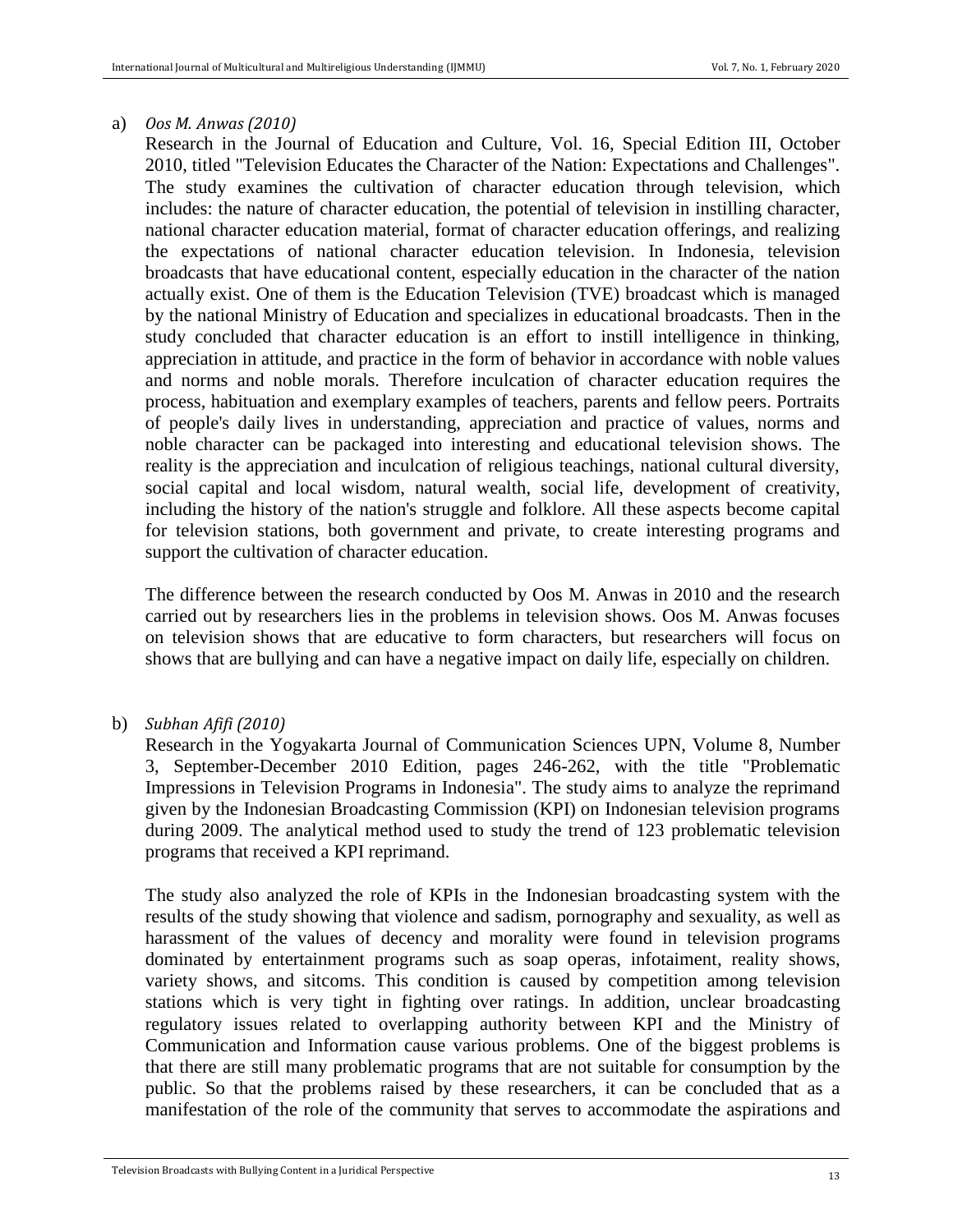a) *Oos M. Anwas (2010)*

Research in the Journal of Education and Culture, Vol. 16, Special Edition III, October 2010, titled "Television Educates the Character of the Nation: Expectations and Challenges". The study examines the cultivation of character education through television, which includes: the nature of character education, the potential of television in instilling character, national character education material, format of character education offerings, and realizing the expectations of national character education television. In Indonesia, television broadcasts that have educational content, especially education in the character of the nation actually exist. One of them is the Education Television (TVE) broadcast which is managed by the national Ministry of Education and specializes in educational broadcasts. Then in the study concluded that character education is an effort to instill intelligence in thinking, appreciation in attitude, and practice in the form of behavior in accordance with noble values and norms and noble morals. Therefore inculcation of character education requires the process, habituation and exemplary examples of teachers, parents and fellow peers. Portraits of people's daily lives in understanding, appreciation and practice of values, norms and noble character can be packaged into interesting and educational television shows. The reality is the appreciation and inculcation of religious teachings, national cultural diversity, social capital and local wisdom, natural wealth, social life, development of creativity, including the history of the nation's struggle and folklore. All these aspects become capital for television stations, both government and private, to create interesting programs and support the cultivation of character education.

The difference between the research conducted by Oos M. Anwas in 2010 and the research carried out by researchers lies in the problems in television shows. Oos M. Anwas focuses on television shows that are educative to form characters, but researchers will focus on shows that are bullying and can have a negative impact on daily life, especially on children.

b) *Subhan Afifi (2010)*

Research in the Yogyakarta Journal of Communication Sciences UPN, Volume 8, Number 3, September-December 2010 Edition, pages 246-262, with the title "Problematic Impressions in Television Programs in Indonesia". The study aims to analyze the reprimand given by the Indonesian Broadcasting Commission (KPI) on Indonesian television programs during 2009. The analytical method used to study the trend of 123 problematic television programs that received a KPI reprimand.

The study also analyzed the role of KPIs in the Indonesian broadcasting system with the results of the study showing that violence and sadism, pornography and sexuality, as well as harassment of the values of decency and morality were found in television programs dominated by entertainment programs such as soap operas, infotaiment, reality shows, variety shows, and sitcoms. This condition is caused by competition among television stations which is very tight in fighting over ratings. In addition, unclear broadcasting regulatory issues related to overlapping authority between KPI and the Ministry of Communication and Information cause various problems. One of the biggest problems is that there are still many problematic programs that are not suitable for consumption by the public. So that the problems raised by these researchers, it can be concluded that as a manifestation of the role of the community that serves to accommodate the aspirations and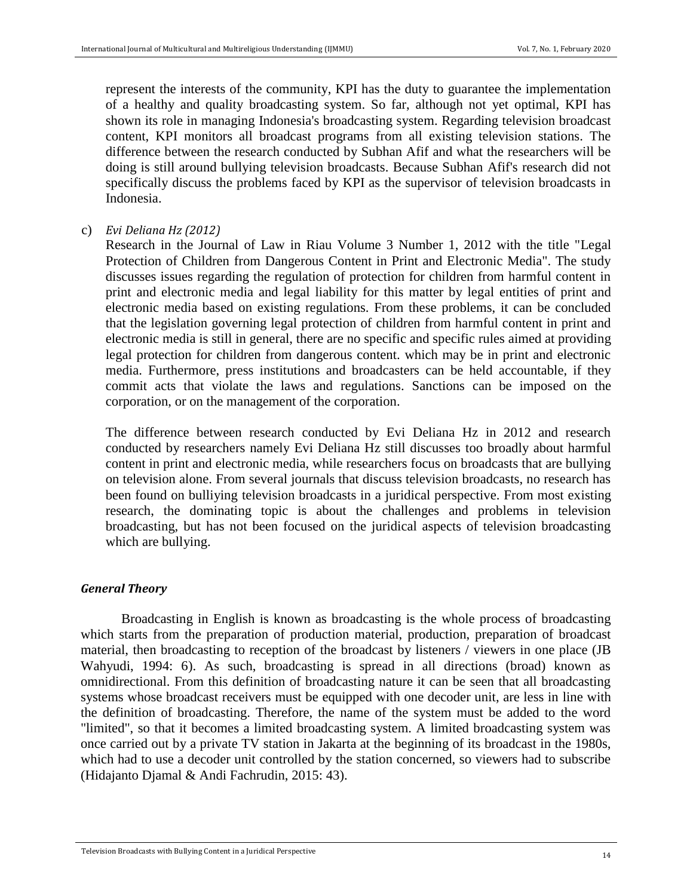represent the interests of the community, KPI has the duty to guarantee the implementation of a healthy and quality broadcasting system. So far, although not yet optimal, KPI has shown its role in managing Indonesia's broadcasting system. Regarding television broadcast content, KPI monitors all broadcast programs from all existing television stations. The difference between the research conducted by Subhan Afif and what the researchers will be doing is still around bullying television broadcasts. Because Subhan Afif's research did not specifically discuss the problems faced by KPI as the supervisor of television broadcasts in Indonesia.

c) *Evi Deliana Hz (2012)*

Research in the Journal of Law in Riau Volume 3 Number 1, 2012 with the title "Legal Protection of Children from Dangerous Content in Print and Electronic Media". The study discusses issues regarding the regulation of protection for children from harmful content in print and electronic media and legal liability for this matter by legal entities of print and electronic media based on existing regulations. From these problems, it can be concluded that the legislation governing legal protection of children from harmful content in print and electronic media is still in general, there are no specific and specific rules aimed at providing legal protection for children from dangerous content. which may be in print and electronic media. Furthermore, press institutions and broadcasters can be held accountable, if they commit acts that violate the laws and regulations. Sanctions can be imposed on the corporation, or on the management of the corporation.

The difference between research conducted by Evi Deliana Hz in 2012 and research conducted by researchers namely Evi Deliana Hz still discusses too broadly about harmful content in print and electronic media, while researchers focus on broadcasts that are bullying on television alone. From several journals that discuss television broadcasts, no research has been found on bulliying television broadcasts in a juridical perspective. From most existing research, the dominating topic is about the challenges and problems in television broadcasting, but has not been focused on the juridical aspects of television broadcasting which are bullying.

### *General Theory*

Broadcasting in English is known as broadcasting is the whole process of broadcasting which starts from the preparation of production material, production, preparation of broadcast material, then broadcasting to reception of the broadcast by listeners / viewers in one place (JB Wahyudi, 1994: 6). As such, broadcasting is spread in all directions (broad) known as omnidirectional. From this definition of broadcasting nature it can be seen that all broadcasting systems whose broadcast receivers must be equipped with one decoder unit, are less in line with the definition of broadcasting. Therefore, the name of the system must be added to the word "limited", so that it becomes a limited broadcasting system. A limited broadcasting system was once carried out by a private TV station in Jakarta at the beginning of its broadcast in the 1980s, which had to use a decoder unit controlled by the station concerned, so viewers had to subscribe (Hidajanto Djamal & Andi Fachrudin, 2015: 43).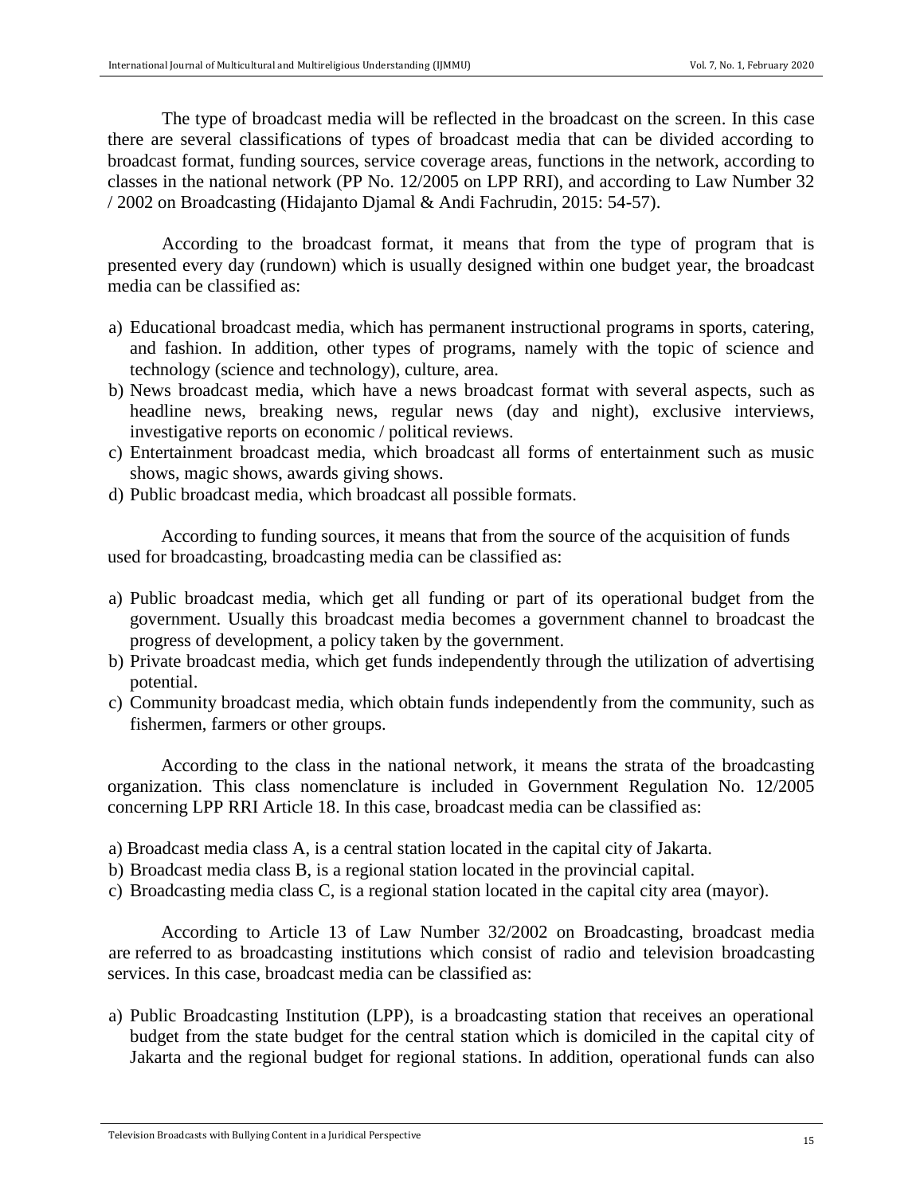The type of broadcast media will be reflected in the broadcast on the screen. In this case there are several classifications of types of broadcast media that can be divided according to broadcast format, funding sources, service coverage areas, functions in the network, according to classes in the national network (PP No. 12/2005 on LPP RRI), and according to Law Number 32 / 2002 on Broadcasting (Hidajanto Djamal & Andi Fachrudin, 2015: 54-57).

According to the broadcast format, it means that from the type of program that is presented every day (rundown) which is usually designed within one budget year, the broadcast media can be classified as:

a) Educational broadcast media, which has permanent instructional programs in sports, catering, and fashion. In addition, other types of programs, namely with the topic of science and technology (science and technology), culture, area.
b) News broadcast media, which have a news broadcast format with several aspects, such as headline news, breaking news, regular news (day and night), exclusive interviews, investigative reports on economic / political reviews.
c) Entertainment broadcast media, which broadcast all forms of entertainment such as music shows, magic shows, awards giving shows.
d) Public broadcast media, which broadcast all possible formats.

According to funding sources, it means that from the source of the acquisition of funds used for broadcasting, broadcasting media can be classified as:

a) Public broadcast media, which get all funding or part of its operational budget from the government. Usually this broadcast media becomes a government channel to broadcast the progress of development, a policy taken by the government.
b) Private broadcast media, which get funds independently through the utilization of advertising potential.
c) Community broadcast media, which obtain funds independently from the community, such as fishermen, farmers or other groups.

According to the class in the national network, it means the strata of the broadcasting organization. This class nomenclature is included in Government Regulation No. 12/2005 concerning LPP RRI Article 18. In this case, broadcast media can be classified as:

a) Broadcast media class A, is a central station located in the capital city of Jakarta.
b) Broadcast media class B, is a regional station located in the provincial capital.
c) Broadcasting media class C, is a regional station located in the capital city area (mayor).

According to Article 13 of Law Number 32/2002 on Broadcasting, broadcast media are referred to as broadcasting institutions which consist of radio and television broadcasting services. In this case, broadcast media can be classified as:

a) Public Broadcasting Institution (LPP), is a broadcasting station that receives an operational budget from the state budget for the central station which is domiciled in the capital city of Jakarta and the regional budget for regional stations. In addition, operational funds can also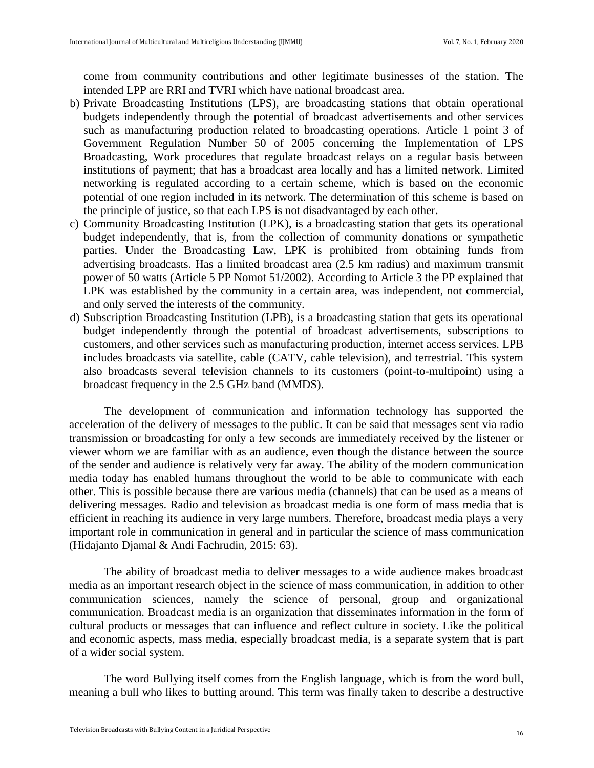come from community contributions and other legitimate businesses of the station. The intended LPP are RRI and TVRI which have national broadcast area.

b) Private Broadcasting Institutions (LPS), are broadcasting stations that obtain operational budgets independently through the potential of broadcast advertisements and other services such as manufacturing production related to broadcasting operations. Article 1 point 3 of Government Regulation Number 50 of 2005 concerning the Implementation of LPS Broadcasting, Work procedures that regulate broadcast relays on a regular basis between institutions of payment; that has a broadcast area locally and has a limited network. Limited networking is regulated according to a certain scheme, which is based on the economic potential of one region included in its network. The determination of this scheme is based on the principle of justice, so that each LPS is not disadvantaged by each other.
c) Community Broadcasting Institution (LPK), is a broadcasting station that gets its operational budget independently, that is, from the collection of community donations or sympathetic parties. Under the Broadcasting Law, LPK is prohibited from obtaining funds from advertising broadcasts. Has a limited broadcast area (2.5 km radius) and maximum transmit power of 50 watts (Article 5 PP Nomot 51/2002). According to Article 3 the PP explained that LPK was established by the community in a certain area, was independent, not commercial, and only served the interests of the community.
d) Subscription Broadcasting Institution (LPB), is a broadcasting station that gets its operational budget independently through the potential of broadcast advertisements, subscriptions to customers, and other services such as manufacturing production, internet access services. LPB includes broadcasts via satellite, cable (CATV, cable television), and terrestrial. This system also broadcasts several television channels to its customers (point-to-multipoint) using a broadcast frequency in the 2.5 GHz band (MMDS).

The development of communication and information technology has supported the acceleration of the delivery of messages to the public. It can be said that messages sent via radio transmission or broadcasting for only a few seconds are immediately received by the listener or viewer whom we are familiar with as an audience, even though the distance between the source of the sender and audience is relatively very far away. The ability of the modern communication media today has enabled humans throughout the world to be able to communicate with each other. This is possible because there are various media (channels) that can be used as a means of delivering messages. Radio and television as broadcast media is one form of mass media that is efficient in reaching its audience in very large numbers. Therefore, broadcast media plays a very important role in communication in general and in particular the science of mass communication (Hidajanto Djamal & Andi Fachrudin, 2015: 63).

The ability of broadcast media to deliver messages to a wide audience makes broadcast media as an important research object in the science of mass communication, in addition to other communication sciences, namely the science of personal, group and organizational communication. Broadcast media is an organization that disseminates information in the form of cultural products or messages that can influence and reflect culture in society. Like the political and economic aspects, mass media, especially broadcast media, is a separate system that is part of a wider social system.

The word Bullying itself comes from the English language, which is from the word bull, meaning a bull who likes to butting around. This term was finally taken to describe a destructive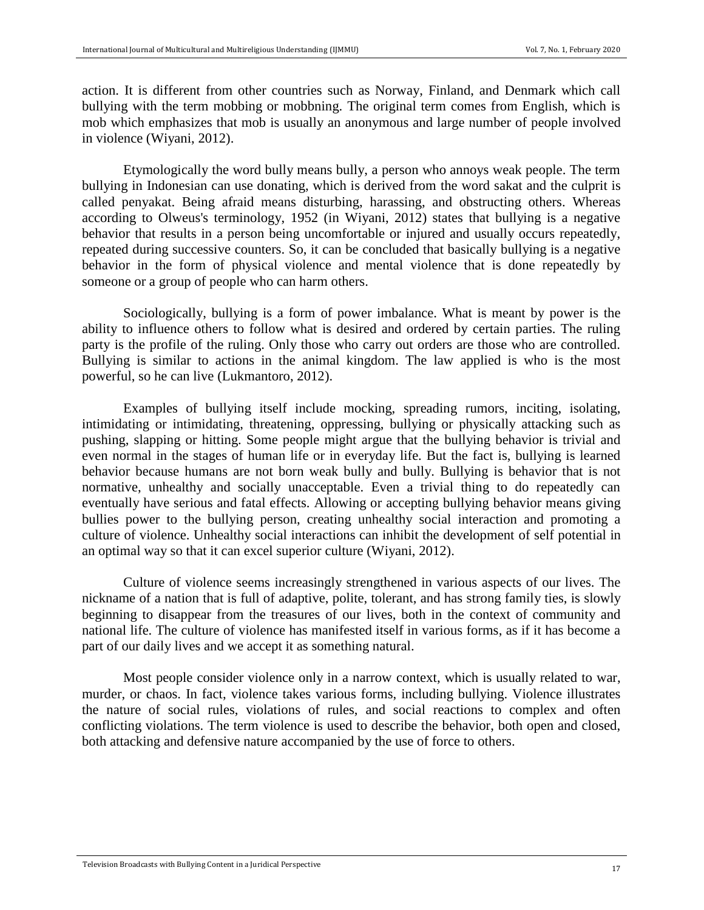action. It is different from other countries such as Norway, Finland, and Denmark which call bullying with the term mobbing or mobbning. The original term comes from English, which is mob which emphasizes that mob is usually an anonymous and large number of people involved in violence (Wiyani, 2012).

Etymologically the word bully means bully, a person who annoys weak people. The term bullying in Indonesian can use donating, which is derived from the word sakat and the culprit is called penyakat. Being afraid means disturbing, harassing, and obstructing others. Whereas according to Olweus's terminology, 1952 (in Wiyani, 2012) states that bullying is a negative behavior that results in a person being uncomfortable or injured and usually occurs repeatedly, repeated during successive counters. So, it can be concluded that basically bullying is a negative behavior in the form of physical violence and mental violence that is done repeatedly by someone or a group of people who can harm others.

Sociologically, bullying is a form of power imbalance. What is meant by power is the ability to influence others to follow what is desired and ordered by certain parties. The ruling party is the profile of the ruling. Only those who carry out orders are those who are controlled. Bullying is similar to actions in the animal kingdom. The law applied is who is the most powerful, so he can live (Lukmantoro, 2012).

Examples of bullying itself include mocking, spreading rumors, inciting, isolating, intimidating or intimidating, threatening, oppressing, bullying or physically attacking such as pushing, slapping or hitting. Some people might argue that the bullying behavior is trivial and even normal in the stages of human life or in everyday life. But the fact is, bullying is learned behavior because humans are not born weak bully and bully. Bullying is behavior that is not normative, unhealthy and socially unacceptable. Even a trivial thing to do repeatedly can eventually have serious and fatal effects. Allowing or accepting bullying behavior means giving bullies power to the bullying person, creating unhealthy social interaction and promoting a culture of violence. Unhealthy social interactions can inhibit the development of self potential in an optimal way so that it can excel superior culture (Wiyani, 2012).

Culture of violence seems increasingly strengthened in various aspects of our lives. The nickname of a nation that is full of adaptive, polite, tolerant, and has strong family ties, is slowly beginning to disappear from the treasures of our lives, both in the context of community and national life. The culture of violence has manifested itself in various forms, as if it has become a part of our daily lives and we accept it as something natural.

Most people consider violence only in a narrow context, which is usually related to war, murder, or chaos. In fact, violence takes various forms, including bullying. Violence illustrates the nature of social rules, violations of rules, and social reactions to complex and often conflicting violations. The term violence is used to describe the behavior, both open and closed, both attacking and defensive nature accompanied by the use of force to others.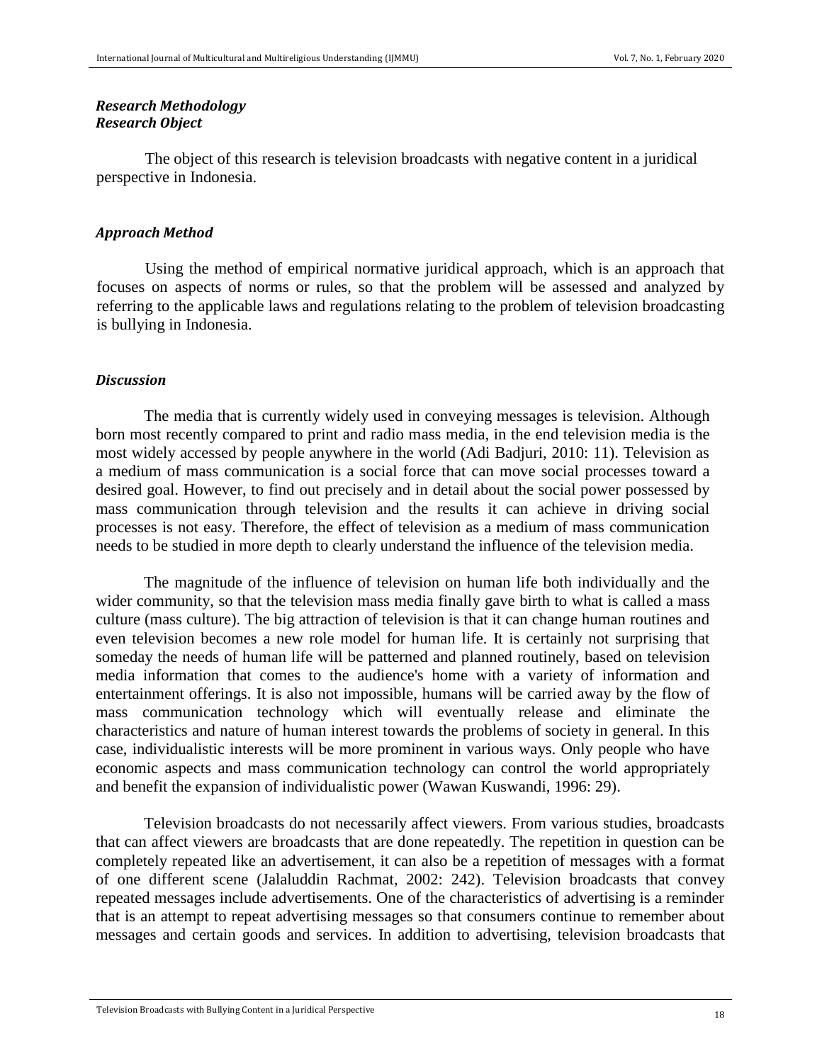***Research Methodology***
***Research Object***

The object of this research is television broadcasts with negative content in a juridical perspective in Indonesia.

***Approach Method***

Using the method of empirical normative juridical approach, which is an approach that focuses on aspects of norms or rules, so that the problem will be assessed and analyzed by referring to the applicable laws and regulations relating to the problem of television broadcasting is bullying in Indonesia.

***Discussion***

The media that is currently widely used in conveying messages is television. Although born most recently compared to print and radio mass media, in the end television media is the most widely accessed by people anywhere in the world (Adi Badjuri, 2010: 11). Television as a medium of mass communication is a social force that can move social processes toward a desired goal. However, to find out precisely and in detail about the social power possessed by mass communication through television and the results it can achieve in driving social processes is not easy. Therefore, the effect of television as a medium of mass communication needs to be studied in more depth to clearly understand the influence of the television media.

The magnitude of the influence of television on human life both individually and the wider community, so that the television mass media finally gave birth to what is called a mass culture (mass culture). The big attraction of television is that it can change human routines and even television becomes a new role model for human life. It is certainly not surprising that someday the needs of human life will be patterned and planned routinely, based on television media information that comes to the audience's home with a variety of information and entertainment offerings. It is also not impossible, humans will be carried away by the flow of mass communication technology which will eventually release and eliminate the characteristics and nature of human interest towards the problems of society in general. In this case, individualistic interests will be more prominent in various ways. Only people who have economic aspects and mass communication technology can control the world appropriately and benefit the expansion of individualistic power (Wawan Kuswandi, 1996: 29).

Television broadcasts do not necessarily affect viewers. From various studies, broadcasts that can affect viewers are broadcasts that are done repeatedly. The repetition in question can be completely repeated like an advertisement, it can also be a repetition of messages with a format of one different scene (Jalaluddin Rachmat, 2002: 242). Television broadcasts that convey repeated messages include advertisements. One of the characteristics of advertising is a reminder that is an attempt to repeat advertising messages so that consumers continue to remember about messages and certain goods and services. In addition to advertising, television broadcasts that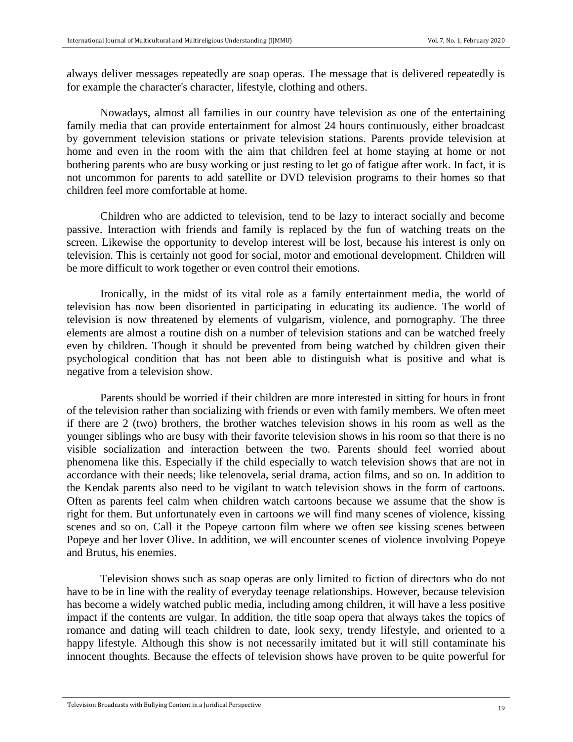always deliver messages repeatedly are soap operas. The message that is delivered repeatedly is for example the character's character, lifestyle, clothing and others.

Nowadays, almost all families in our country have television as one of the entertaining family media that can provide entertainment for almost 24 hours continuously, either broadcast by government television stations or private television stations. Parents provide television at home and even in the room with the aim that children feel at home staying at home or not bothering parents who are busy working or just resting to let go of fatigue after work. In fact, it is not uncommon for parents to add satellite or DVD television programs to their homes so that children feel more comfortable at home.

Children who are addicted to television, tend to be lazy to interact socially and become passive. Interaction with friends and family is replaced by the fun of watching treats on the screen. Likewise the opportunity to develop interest will be lost, because his interest is only on television. This is certainly not good for social, motor and emotional development. Children will be more difficult to work together or even control their emotions.

Ironically, in the midst of its vital role as a family entertainment media, the world of television has now been disoriented in participating in educating its audience. The world of television is now threatened by elements of vulgarism, violence, and pornography. The three elements are almost a routine dish on a number of television stations and can be watched freely even by children. Though it should be prevented from being watched by children given their psychological condition that has not been able to distinguish what is positive and what is negative from a television show.

Parents should be worried if their children are more interested in sitting for hours in front of the television rather than socializing with friends or even with family members. We often meet if there are 2 (two) brothers, the brother watches television shows in his room as well as the younger siblings who are busy with their favorite television shows in his room so that there is no visible socialization and interaction between the two. Parents should feel worried about phenomena like this. Especially if the child especially to watch television shows that are not in accordance with their needs; like telenovela, serial drama, action films, and so on. In addition to the Kendak parents also need to be vigilant to watch television shows in the form of cartoons. Often as parents feel calm when children watch cartoons because we assume that the show is right for them. But unfortunately even in cartoons we will find many scenes of violence, kissing scenes and so on. Call it the Popeye cartoon film where we often see kissing scenes between Popeye and her lover Olive. In addition, we will encounter scenes of violence involving Popeye and Brutus, his enemies.

Television shows such as soap operas are only limited to fiction of directors who do not have to be in line with the reality of everyday teenage relationships. However, because television has become a widely watched public media, including among children, it will have a less positive impact if the contents are vulgar. In addition, the title soap opera that always takes the topics of romance and dating will teach children to date, look sexy, trendy lifestyle, and oriented to a happy lifestyle. Although this show is not necessarily imitated but it will still contaminate his innocent thoughts. Because the effects of television shows have proven to be quite powerful for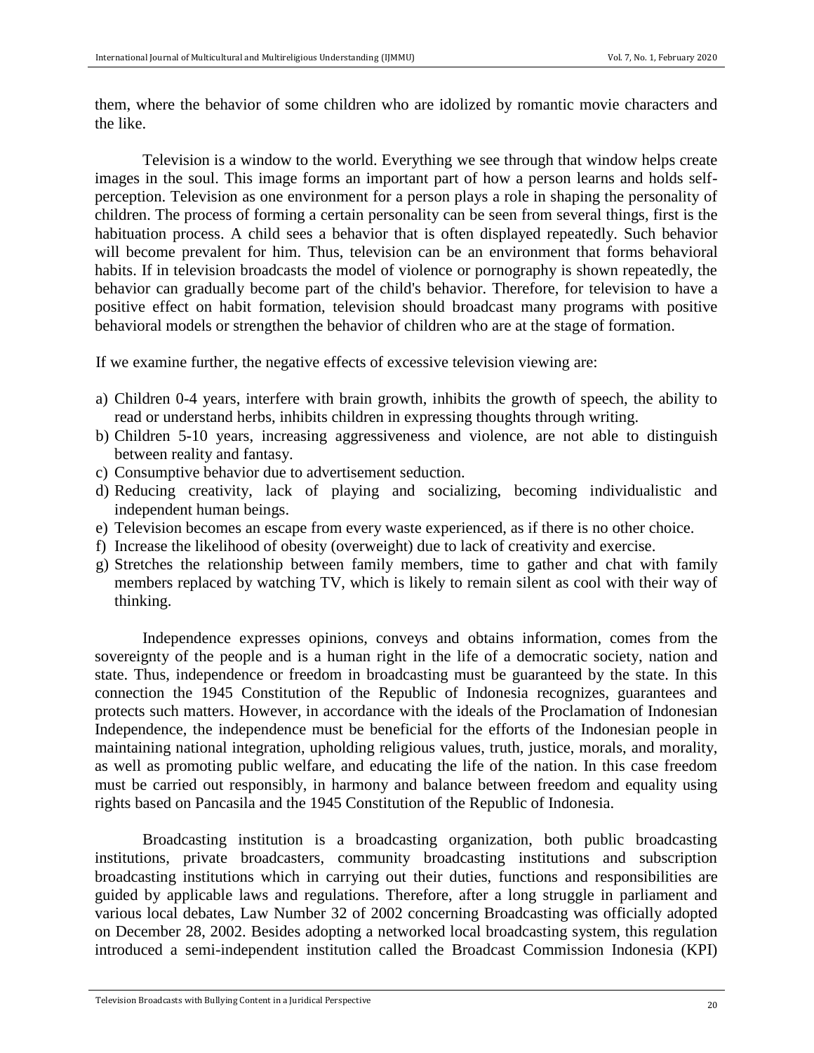them, where the behavior of some children who are idolized by romantic movie characters and the like.

Television is a window to the world. Everything we see through that window helps create images in the soul. This image forms an important part of how a person learns and holds self-perception. Television as one environment for a person plays a role in shaping the personality of children. The process of forming a certain personality can be seen from several things, first is the habituation process. A child sees a behavior that is often displayed repeatedly. Such behavior will become prevalent for him. Thus, television can be an environment that forms behavioral habits. If in television broadcasts the model of violence or pornography is shown repeatedly, the behavior can gradually become part of the child's behavior. Therefore, for television to have a positive effect on habit formation, television should broadcast many programs with positive behavioral models or strengthen the behavior of children who are at the stage of formation.

If we examine further, the negative effects of excessive television viewing are:

a) Children 0-4 years, interfere with brain growth, inhibits the growth of speech, the ability to read or understand herbs, inhibits children in expressing thoughts through writing.
b) Children 5-10 years, increasing aggressiveness and violence, are not able to distinguish between reality and fantasy.
c) Consumptive behavior due to advertisement seduction.
d) Reducing creativity, lack of playing and socializing, becoming individualistic and independent human beings.
e) Television becomes an escape from every waste experienced, as if there is no other choice.
f) Increase the likelihood of obesity (overweight) due to lack of creativity and exercise.
g) Stretches the relationship between family members, time to gather and chat with family members replaced by watching TV, which is likely to remain silent as cool with their way of thinking.

Independence expresses opinions, conveys and obtains information, comes from the sovereignty of the people and is a human right in the life of a democratic society, nation and state. Thus, independence or freedom in broadcasting must be guaranteed by the state. In this connection the 1945 Constitution of the Republic of Indonesia recognizes, guarantees and protects such matters. However, in accordance with the ideals of the Proclamation of Indonesian Independence, the independence must be beneficial for the efforts of the Indonesian people in maintaining national integration, upholding religious values, truth, justice, morals, and morality, as well as promoting public welfare, and educating the life of the nation. In this case freedom must be carried out responsibly, in harmony and balance between freedom and equality using rights based on Pancasila and the 1945 Constitution of the Republic of Indonesia.

Broadcasting institution is a broadcasting organization, both public broadcasting institutions, private broadcasters, community broadcasting institutions and subscription broadcasting institutions which in carrying out their duties, functions and responsibilities are guided by applicable laws and regulations. Therefore, after a long struggle in parliament and various local debates, Law Number 32 of 2002 concerning Broadcasting was officially adopted on December 28, 2002. Besides adopting a networked local broadcasting system, this regulation introduced a semi-independent institution called the Broadcast Commission Indonesia (KPI)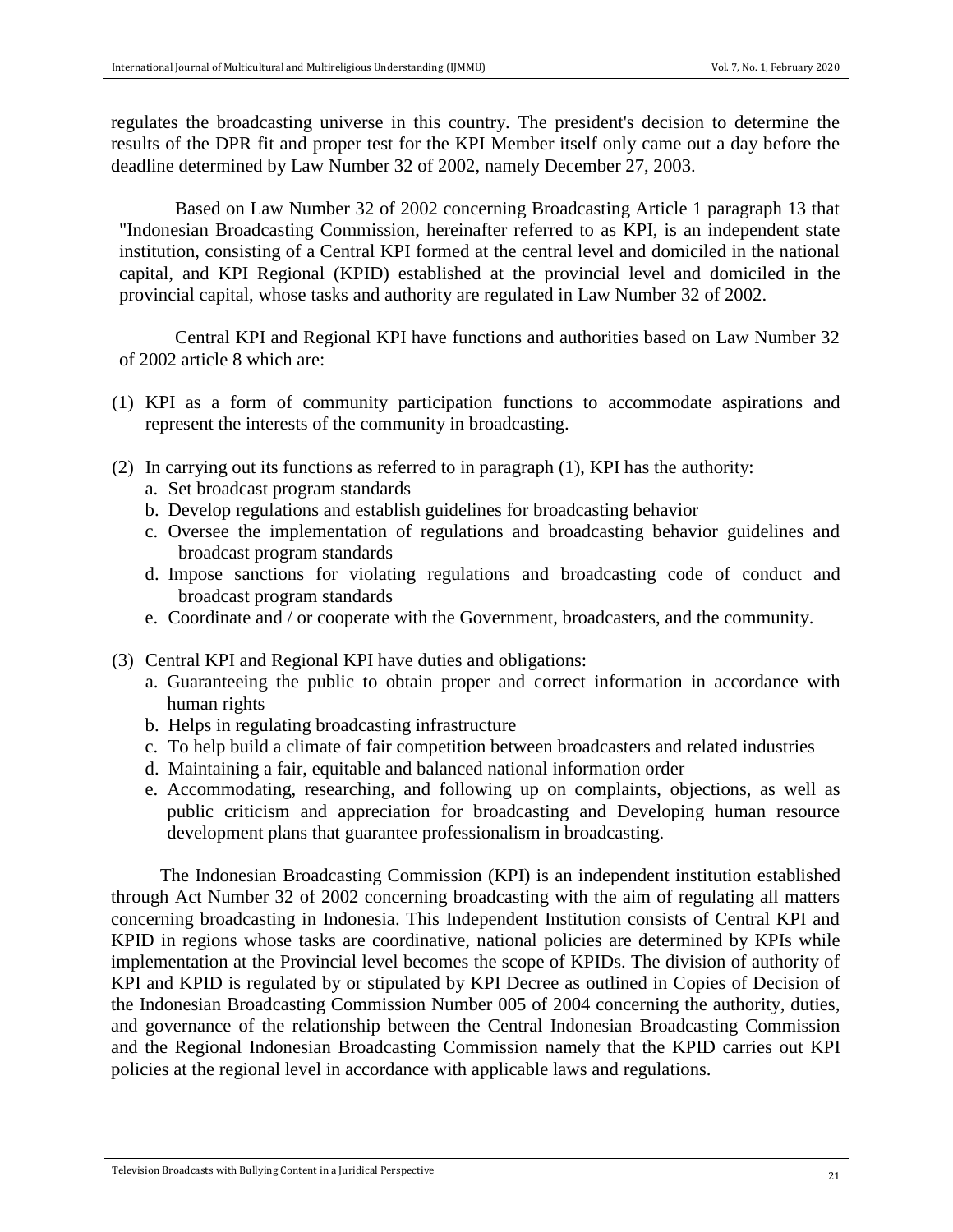regulates the broadcasting universe in this country. The president's decision to determine the results of the DPR fit and proper test for the KPI Member itself only came out a day before the deadline determined by Law Number 32 of 2002, namely December 27, 2003.

Based on Law Number 32 of 2002 concerning Broadcasting Article 1 paragraph 13 that "Indonesian Broadcasting Commission, hereinafter referred to as KPI, is an independent state institution, consisting of a Central KPI formed at the central level and domiciled in the national capital, and KPI Regional (KPID) established at the provincial level and domiciled in the provincial capital, whose tasks and authority are regulated in Law Number 32 of 2002.

Central KPI and Regional KPI have functions and authorities based on Law Number 32 of 2002 article 8 which are:

(1) KPI as a form of community participation functions to accommodate aspirations and represent the interests of the community in broadcasting.

(2) In carrying out its functions as referred to in paragraph (1), KPI has the authority:
   a. Set broadcast program standards
   b. Develop regulations and establish guidelines for broadcasting behavior
   c. Oversee the implementation of regulations and broadcasting behavior guidelines and broadcast program standards
   d. Impose sanctions for violating regulations and broadcasting code of conduct and broadcast program standards
   e. Coordinate and / or cooperate with the Government, broadcasters, and the community.

(3) Central KPI and Regional KPI have duties and obligations:
   a. Guaranteeing the public to obtain proper and correct information in accordance with human rights
   b. Helps in regulating broadcasting infrastructure
   c. To help build a climate of fair competition between broadcasters and related industries
   d. Maintaining a fair, equitable and balanced national information order
   e. Accommodating, researching, and following up on complaints, objections, as well as public criticism and appreciation for broadcasting and Developing human resource development plans that guarantee professionalism in broadcasting.

The Indonesian Broadcasting Commission (KPI) is an independent institution established through Act Number 32 of 2002 concerning broadcasting with the aim of regulating all matters concerning broadcasting in Indonesia. This Independent Institution consists of Central KPI and KPID in regions whose tasks are coordinative, national policies are determined by KPIs while implementation at the Provincial level becomes the scope of KPIDs. The division of authority of KPI and KPID is regulated by or stipulated by KPI Decree as outlined in Copies of Decision of the Indonesian Broadcasting Commission Number 005 of 2004 concerning the authority, duties, and governance of the relationship between the Central Indonesian Broadcasting Commission and the Regional Indonesian Broadcasting Commission namely that the KPID carries out KPI policies at the regional level in accordance with applicable laws and regulations.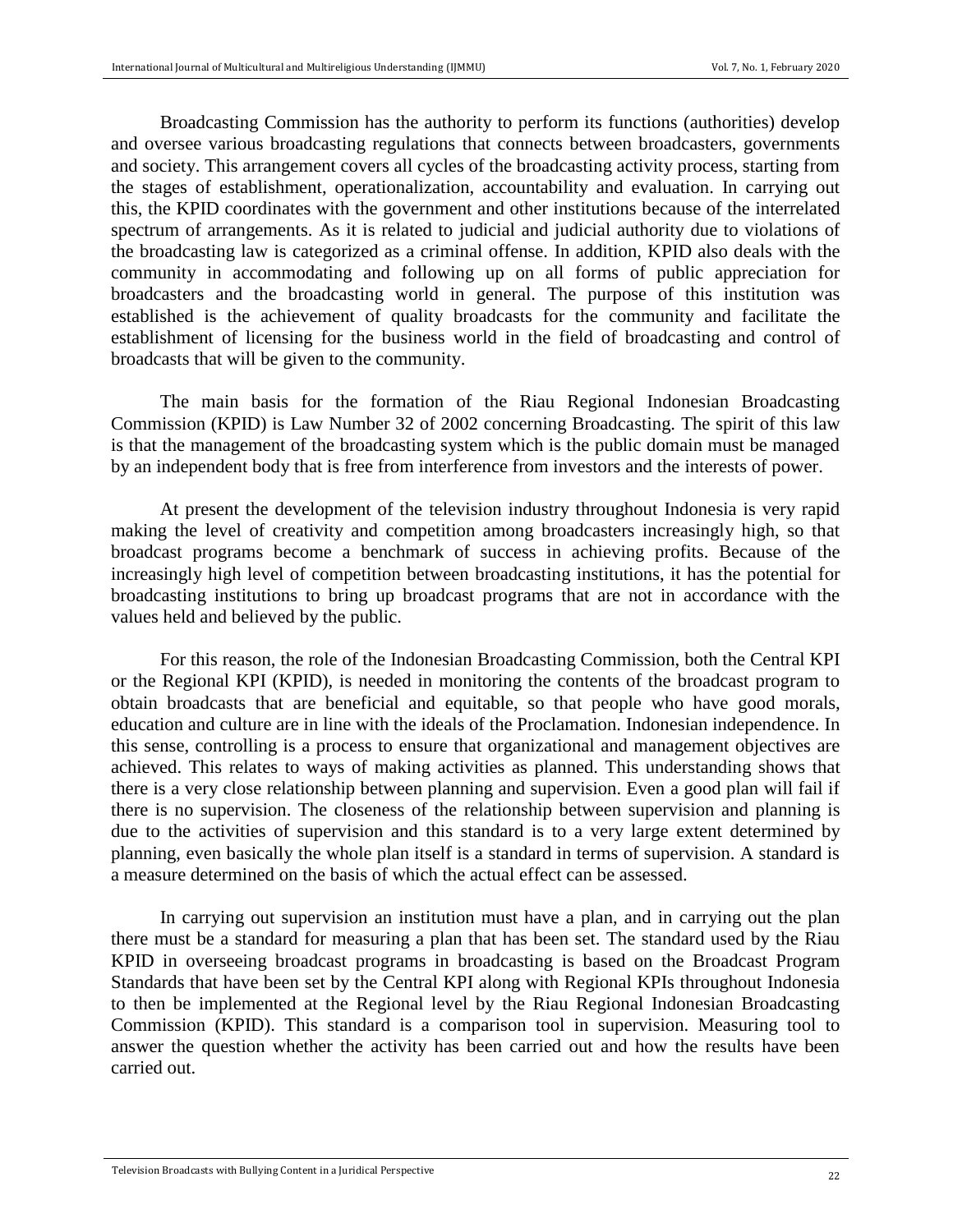Broadcasting Commission has the authority to perform its functions (authorities) develop and oversee various broadcasting regulations that connects between broadcasters, governments and society. This arrangement covers all cycles of the broadcasting activity process, starting from the stages of establishment, operationalization, accountability and evaluation. In carrying out this, the KPID coordinates with the government and other institutions because of the interrelated spectrum of arrangements. As it is related to judicial and judicial authority due to violations of the broadcasting law is categorized as a criminal offense. In addition, KPID also deals with the community in accommodating and following up on all forms of public appreciation for broadcasters and the broadcasting world in general. The purpose of this institution was established is the achievement of quality broadcasts for the community and facilitate the establishment of licensing for the business world in the field of broadcasting and control of broadcasts that will be given to the community.

The main basis for the formation of the Riau Regional Indonesian Broadcasting Commission (KPID) is Law Number 32 of 2002 concerning Broadcasting. The spirit of this law is that the management of the broadcasting system which is the public domain must be managed by an independent body that is free from interference from investors and the interests of power.

At present the development of the television industry throughout Indonesia is very rapid making the level of creativity and competition among broadcasters increasingly high, so that broadcast programs become a benchmark of success in achieving profits. Because of the increasingly high level of competition between broadcasting institutions, it has the potential for broadcasting institutions to bring up broadcast programs that are not in accordance with the values held and believed by the public.

For this reason, the role of the Indonesian Broadcasting Commission, both the Central KPI or the Regional KPI (KPID), is needed in monitoring the contents of the broadcast program to obtain broadcasts that are beneficial and equitable, so that people who have good morals, education and culture are in line with the ideals of the Proclamation. Indonesian independence. In this sense, controlling is a process to ensure that organizational and management objectives are achieved. This relates to ways of making activities as planned. This understanding shows that there is a very close relationship between planning and supervision. Even a good plan will fail if there is no supervision. The closeness of the relationship between supervision and planning is due to the activities of supervision and this standard is to a very large extent determined by planning, even basically the whole plan itself is a standard in terms of supervision. A standard is a measure determined on the basis of which the actual effect can be assessed.

In carrying out supervision an institution must have a plan, and in carrying out the plan there must be a standard for measuring a plan that has been set. The standard used by the Riau KPID in overseeing broadcast programs in broadcasting is based on the Broadcast Program Standards that have been set by the Central KPI along with Regional KPIs throughout Indonesia to then be implemented at the Regional level by the Riau Regional Indonesian Broadcasting Commission (KPID). This standard is a comparison tool in supervision. Measuring tool to answer the question whether the activity has been carried out and how the results have been carried out.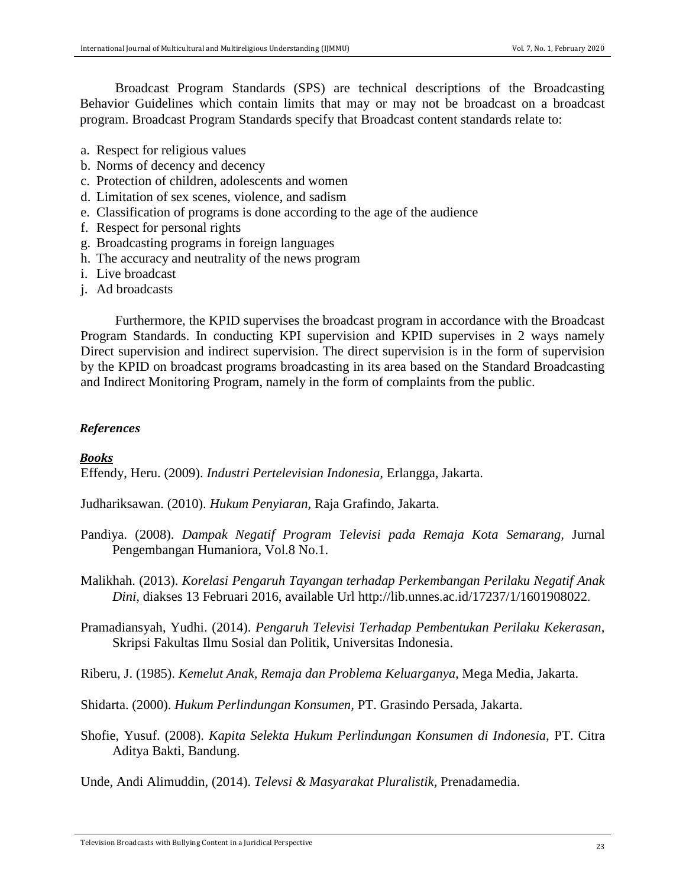Broadcast Program Standards (SPS) are technical descriptions of the Broadcasting Behavior Guidelines which contain limits that may or may not be broadcast on a broadcast program. Broadcast Program Standards specify that Broadcast content standards relate to:

a. Respect for religious values
b. Norms of decency and decency
c. Protection of children, adolescents and women
d. Limitation of sex scenes, violence, and sadism
e. Classification of programs is done according to the age of the audience
f. Respect for personal rights
g. Broadcasting programs in foreign languages
h. The accuracy and neutrality of the news program
i. Live broadcast
j. Ad broadcasts

Furthermore, the KPID supervises the broadcast program in accordance with the Broadcast Program Standards. In conducting KPI supervision and KPID supervises in 2 ways namely Direct supervision and indirect supervision. The direct supervision is in the form of supervision by the KPID on broadcast programs broadcasting in its area based on the Standard Broadcasting and Indirect Monitoring Program, namely in the form of complaints from the public.

## *References*

### ***Books***

Effendy, Heru. (2009). *Industri Pertelevisian Indonesia*, Erlangga, Jakarta.

Judhariksawan. (2010). *Hukum Penyiaran,* Raja Grafindo, Jakarta.

Pandiya. (2008). *Dampak Negatif Program Televisi pada Remaja Kota Semarang,* Jurnal Pengembangan Humaniora, Vol.8 No.1.

Malikhah. (2013). *Korelasi Pengaruh Tayangan terhadap Perkembangan Perilaku Negatif Anak Dini,* diakses 13 Februari 2016, available Url http://lib.unnes.ac.id/17237/1/1601908022.

Pramadiansyah, Yudhi. (2014). *Pengaruh Televisi Terhadap Pembentukan Perilaku Kekerasan*, Skripsi Fakultas Ilmu Sosial dan Politik, Universitas Indonesia.

Riberu, J. (1985). *Kemelut Anak, Remaja dan Problema Keluarganya*, Mega Media, Jakarta.

Shidarta. (2000). *Hukum Perlindungan Konsumen,* PT. Grasindo Persada, Jakarta.

Shofie, Yusuf. (2008). *Kapita Selekta Hukum Perlindungan Konsumen di Indonesia,* PT. Citra Aditya Bakti, Bandung.

Unde, Andi Alimuddin, (2014). *Televsi & Masyarakat Pluralistik*, Prenadamedia.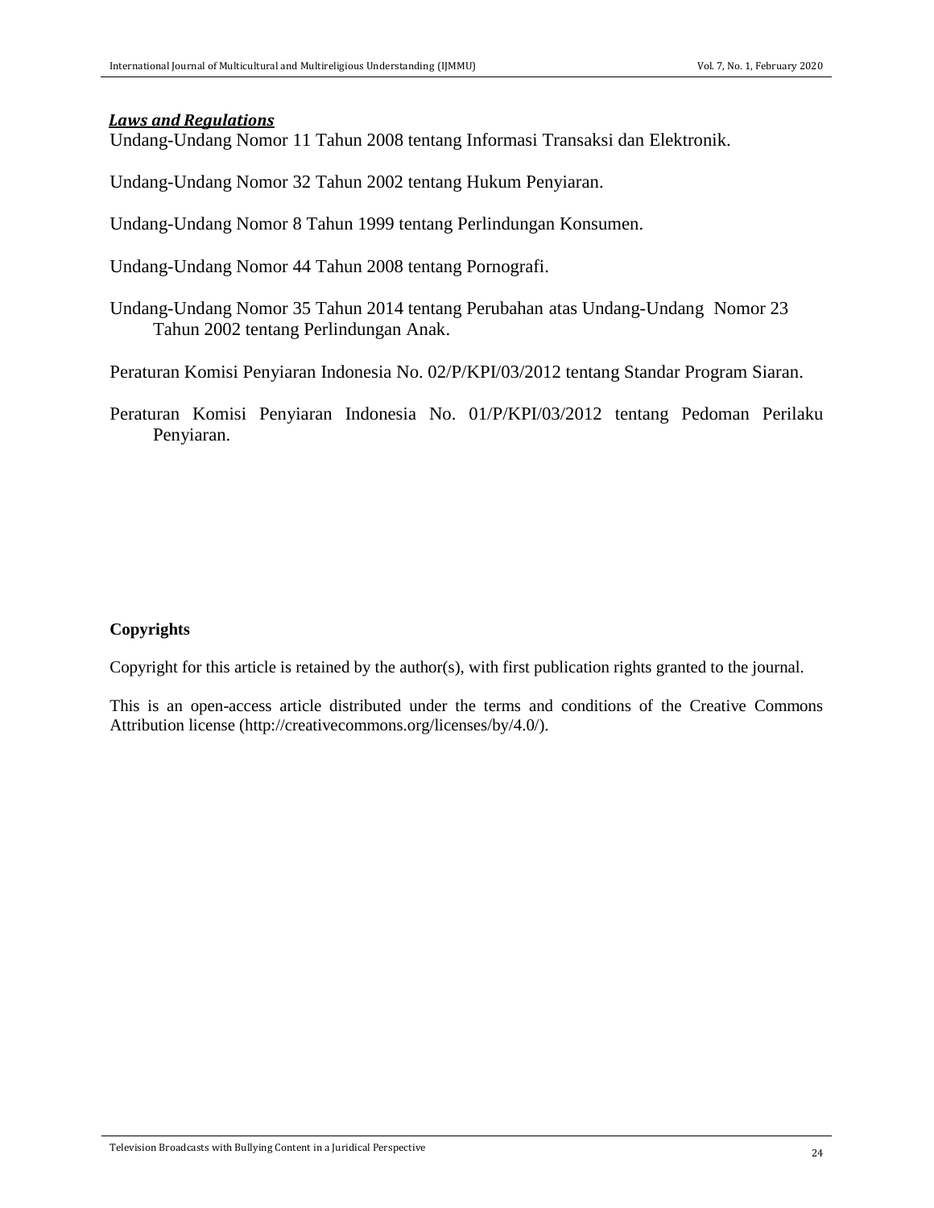***Laws and Regulations***

Undang-Undang Nomor 11 Tahun 2008 tentang Informasi Transaksi dan Elektronik.

Undang-Undang Nomor 32 Tahun 2002 tentang Hukum Penyiaran.

Undang-Undang Nomor 8 Tahun 1999 tentang Perlindungan Konsumen.

Undang-Undang Nomor 44 Tahun 2008 tentang Pornografi.

Undang-Undang Nomor 35 Tahun 2014 tentang Perubahan atas Undang-Undang Nomor 23 Tahun 2002 tentang Perlindungan Anak.

Peraturan Komisi Penyiaran Indonesia No. 02/P/KPI/03/2012 tentang Standar Program Siaran.

Peraturan Komisi Penyiaran Indonesia No. 01/P/KPI/03/2012 tentang Pedoman Perilaku Penyiaran.

**Copyrights**

Copyright for this article is retained by the author(s), with first publication rights granted to the journal.

This is an open-access article distributed under the terms and conditions of the Creative Commons Attribution license (http://creativecommons.org/licenses/by/4.0/).